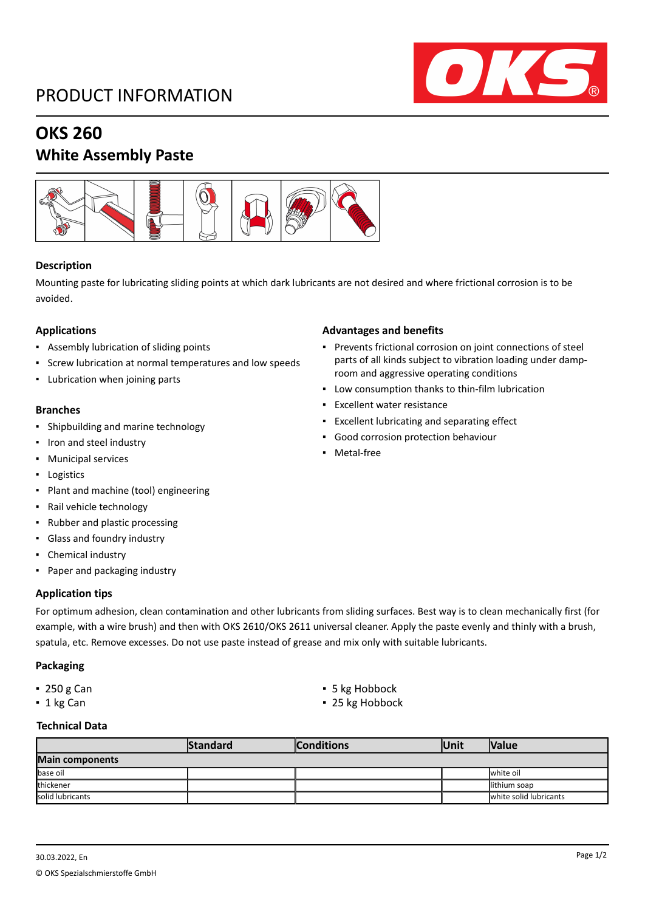# PRODUCT INFORMATION

## OKS 260

## White Assembly Paste

### Description

Mounting paste for lubricating sliding points at which dark lubricants are not desired and where frictional corrosion is to be avoided.

### Applications

- Assembly lubrication of sliding points
- Screw lubrication at normal temperatures and low speeds
- Lubrication when joining parts

### Branches

- Shipbuilding and marine technology
- Iron and steel industry
- Municipal services
- Logistics
- Plant and machine (tool) engineering
- Rail vehicle technology
- Rubber and plastic processing
- Glass and foundry industry
- Chemical industry
- Paper and packaging industry

### Advantages and benefits

- Prevents frictional corrosion on joint connections of steel parts of all kinds subject to vibration loading under damp-room and aggressive operating conditions
- Low consumption thanks to thin-film lubrication
- Excellent water resistance
- Excellent lubricating and separating effect
- Good corrosion protection behaviour
- Metal-free

### Application tips

For optimum adhesion, clean contamination and other lubricants from sliding surfaces. Best way is to clean mechanically first (for example, with a wire brush) and then with OKS 2610/OKS 2611 universal cleaner. Apply the paste evenly and thinly with a brush, spatula, etc. Remove excesses. Do not use paste instead of grease and mix only with suitable lubricants.

### Packaging

- 250 g Can
- 1 kg Can
- 5 kg Hobbock
- 25 kg Hobbock

### Technical Data

| | Standard | Conditions | Unit | Value |
|---|---|---|---|---|
| **Main components** | | | | |
| base oil | | | | white oil |
| thickener | | | | lithium soap |
| solid lubricants | | | | white solid lubricants |

30.03.2022, En

© OKS Spezialschmierstoffe GmbH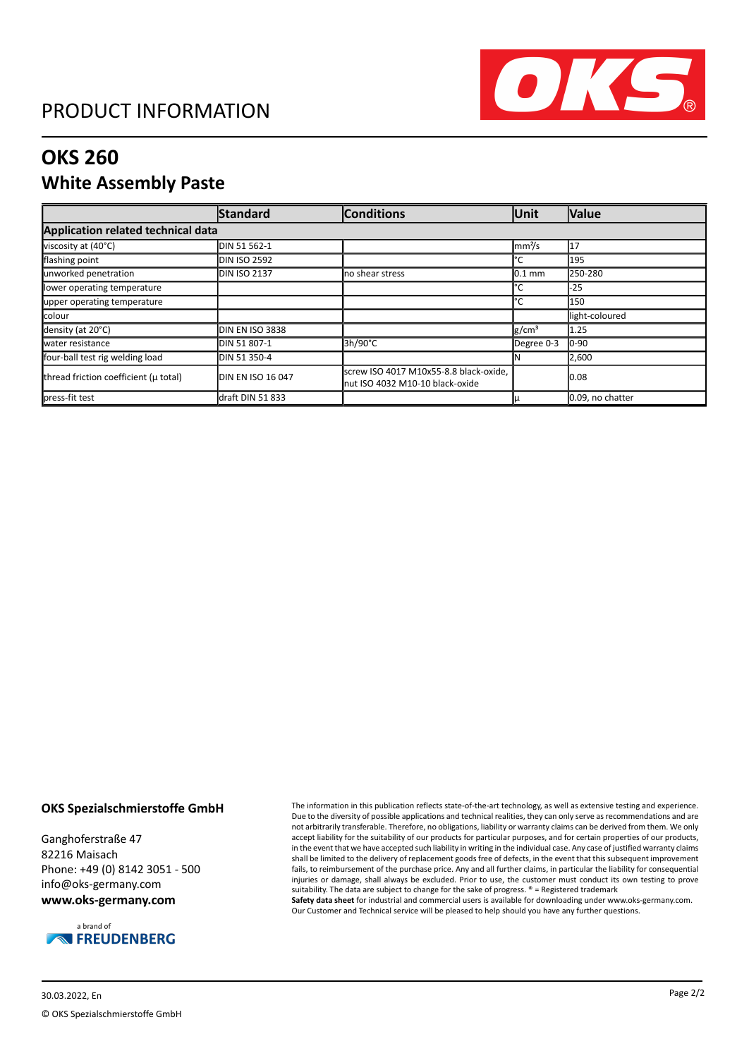PRODUCT INFORMATION

# OKS 260

## White Assembly Paste

| | Standard | Conditions | Unit | Value |
|---|---|---|---|---|
| **Application related technical data** | | | | |
| viscosity at (40°C) | DIN 51 562-1 | | $mm^2/s$ | 17 |
| flashing point | DIN ISO 2592 | | °C | 195 |
| unworked penetration | DIN ISO 2137 | no shear stress | 0.1 mm | 250-280 |
| lower operating temperature | | | °C | -25 |
| upper operating temperature | | | °C | 150 |
| colour | | | | light-coloured |
| density (at 20°C) | DIN EN ISO 3838 | | $g/cm^3$ | 1.25 |
| water resistance | DIN 51 807-1 | 3h/90°C | Degree 0-3 | 0-90 |
| four-ball test rig welding load | DIN 51 350-4 | | N | 2,600 |
| thread friction coefficient (µ total) | DIN EN ISO 16 047 | screw ISO 4017 M10x55-8.8 black-oxide, nut ISO 4032 M10-10 black-oxide | | 0.08 |
| press-fit test | draft DIN 51 833 | | µ | 0.09, no chatter |

**OKS Spezialschmierstoffe GmbH**

Ganghoferstraße 47
82216 Maisach
Phone: +49 (0) 8142 3051 - 500
info@oks-germany.com
**www.oks-germany.com**

a brand of FREUDENBERG

The information in this publication reflects state-of-the-art technology, as well as extensive testing and experience. Due to the diversity of possible applications and technical realities, they can only serve as recommendations and are not arbitrarily transferable. Therefore, no obligations, liability or warranty claims can be derived from them. We only accept liability for the suitability of our products for particular purposes, and for certain properties of our products, in the event that we have accepted such liability in writing in the individual case. Any case of justified warranty claims shall be limited to the delivery of replacement goods free of defects, in the event that this subsequent improvement fails, to reimbursement of the purchase price. Any and all further claims, in particular the liability for consequential injuries or damage, shall always be excluded. Prior to use, the customer must conduct its own testing to prove suitability. The data are subject to change for the sake of progress. ® = Registered trademark
**Safety data sheet** for industrial and commercial users is available for downloading under www.oks-germany.com. Our Customer and Technical service will be pleased to help should you have any further questions.

30.03.2022, En

© OKS Spezialschmierstoffe GmbH